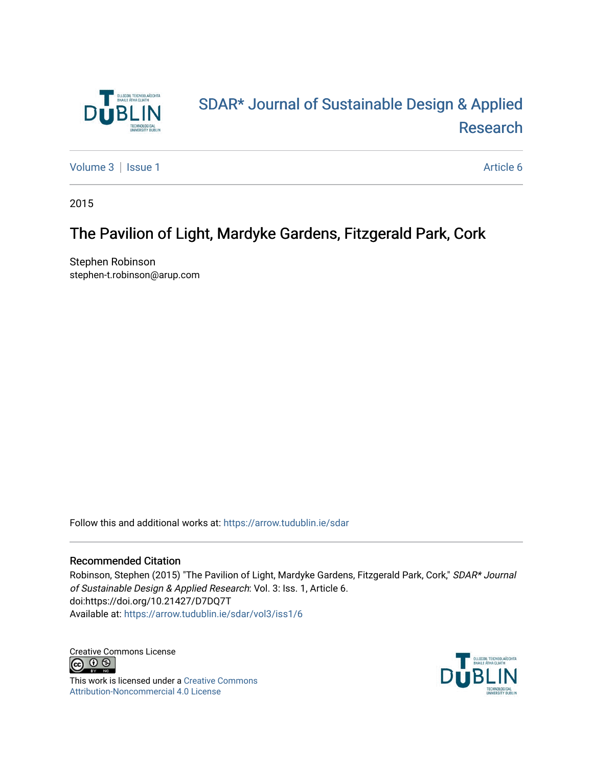SDAR* Journal of Sustainable Design & Applied Research

Volume 3 | Issue 1 Article 6

2015

# The Pavilion of Light, Mardyke Gardens, Fitzgerald Park, Cork

Stephen Robinson
stephen-t.robinson@arup.com

Follow this and additional works at: https://arrow.tudublin.ie/sdar

## Recommended Citation

Robinson, Stephen (2015) "The Pavilion of Light, Mardyke Gardens, Fitzgerald Park, Cork," *SDAR* Journal of Sustainable Design & Applied Research*: Vol. 3: Iss. 1, Article 6.
doi:https://doi.org/10.21427/D7DQ7T
Available at: https://arrow.tudublin.ie/sdar/vol3/iss1/6

Creative Commons License

This work is licensed under a Creative Commons Attribution-Noncommercial 4.0 License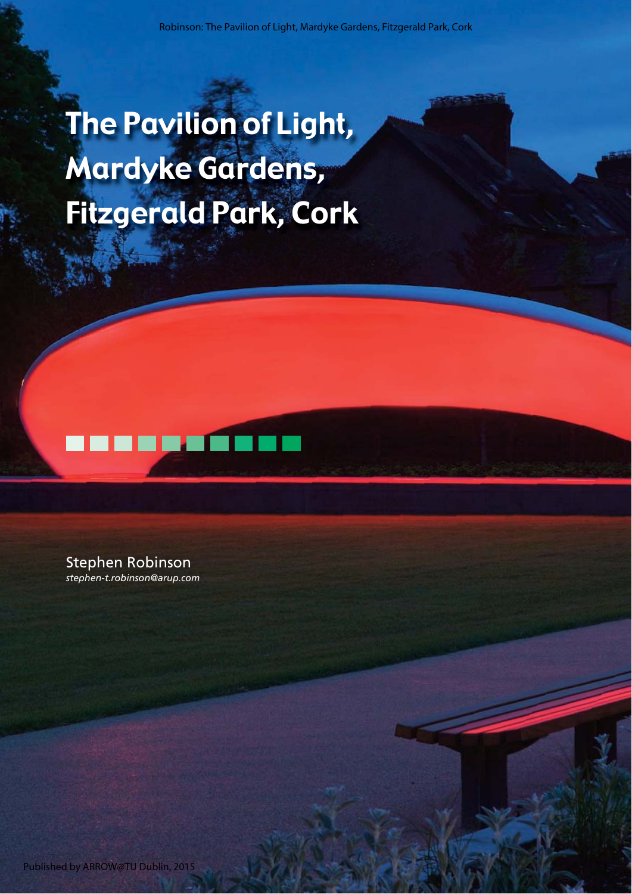# The Pavilion of Light, Mardyke Gardens, Fitzgerald Park, Cork

Stephen Robinson
*stephen-t.robinson@arup.com*

Published by ARROW@TU Dublin, 2015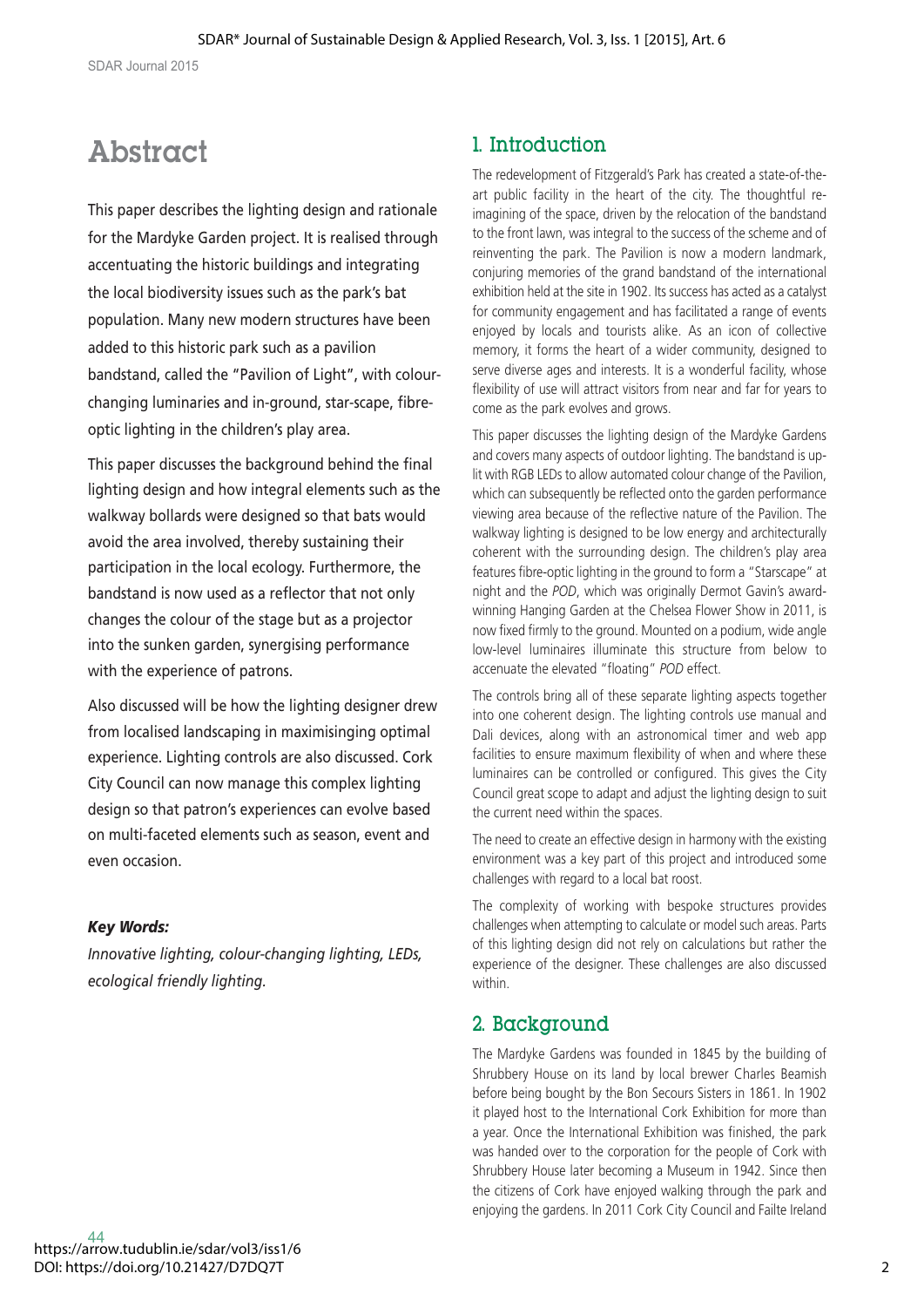# Abstract

This paper describes the lighting design and rationale for the Mardyke Garden project. It is realised through accentuating the historic buildings and integrating the local biodiversity issues such as the park's bat population. Many new modern structures have been added to this historic park such as a pavilion bandstand, called the "Pavilion of Light", with colour-changing luminaries and in-ground, star-scape, fibre-optic lighting in the children's play area.

This paper discusses the background behind the final lighting design and how integral elements such as the walkway bollards were designed so that bats would avoid the area involved, thereby sustaining their participation in the local ecology. Furthermore, the bandstand is now used as a reflector that not only changes the colour of the stage but as a projector into the sunken garden, synergising performance with the experience of patrons.

Also discussed will be how the lighting designer drew from localised landscaping in maximisinging optimal experience. Lighting controls are also discussed. Cork City Council can now manage this complex lighting design so that patron's experiences can evolve based on multi-faceted elements such as season, event and even occasion.

***Key Words:***

*Innovative lighting, colour-changing lighting, LEDs, ecological friendly lighting.*

## 1. Introduction

The redevelopment of Fitzgerald's Park has created a state-of-the-art public facility in the heart of the city. The thoughtful re-imagining of the space, driven by the relocation of the bandstand to the front lawn, was integral to the success of the scheme and of reinventing the park. The Pavilion is now a modern landmark, conjuring memories of the grand bandstand of the international exhibition held at the site in 1902. Its success has acted as a catalyst for community engagement and has facilitated a range of events enjoyed by locals and tourists alike. As an icon of collective memory, it forms the heart of a wider community, designed to serve diverse ages and interests. It is a wonderful facility, whose flexibility of use will attract visitors from near and far for years to come as the park evolves and grows.

This paper discusses the lighting design of the Mardyke Gardens and covers many aspects of outdoor lighting. The bandstand is up-lit with RGB LEDs to allow automated colour change of the Pavilion, which can subsequently be reflected onto the garden performance viewing area because of the reflective nature of the Pavilion. The walkway lighting is designed to be low energy and architecturally coherent with the surrounding design. The children's play area features fibre-optic lighting in the ground to form a "Starscape" at night and the *POD*, which was originally Dermot Gavin's award-winning Hanging Garden at the Chelsea Flower Show in 2011, is now fixed firmly to the ground. Mounted on a podium, wide angle low-level luminaires illuminate this structure from below to accenuate the elevated "floating" *POD* effect.

The controls bring all of these separate lighting aspects together into one coherent design. The lighting controls use manual and Dali devices, along with an astronomical timer and web app facilities to ensure maximum flexibility of when and where these luminaires can be controlled or configured. This gives the City Council great scope to adapt and adjust the lighting design to suit the current need within the spaces.

The need to create an effective design in harmony with the existing environment was a key part of this project and introduced some challenges with regard to a local bat roost.

The complexity of working with bespoke structures provides challenges when attempting to calculate or model such areas. Parts of this lighting design did not rely on calculations but rather the experience of the designer. These challenges are also discussed within.

## 2. Background

The Mardyke Gardens was founded in 1845 by the building of Shrubbery House on its land by local brewer Charles Beamish before being bought by the Bon Secours Sisters in 1861. In 1902 it played host to the International Cork Exhibition for more than a year. Once the International Exhibition was finished, the park was handed over to the corporation for the people of Cork with Shrubbery House later becoming a Museum in 1942. Since then the citizens of Cork have enjoyed walking through the park and enjoying the gardens. In 2011 Cork City Council and Failte Ireland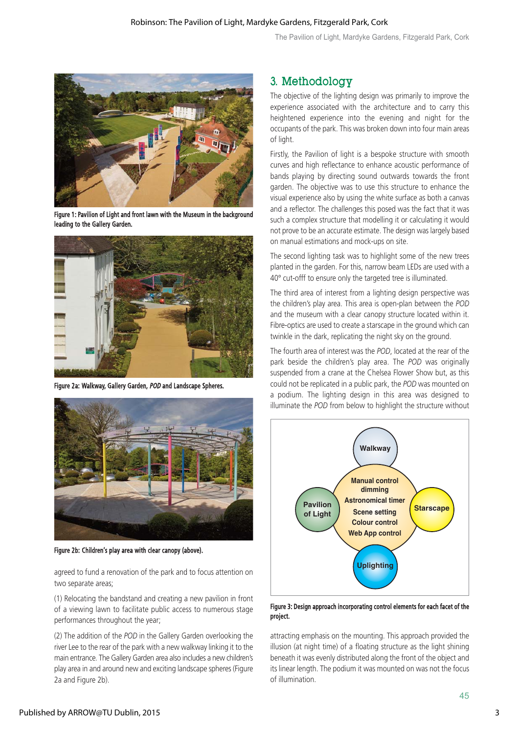Figure 1: Pavilion of Light and front lawn with the Museum in the background leading to the Gallery Garden.

Figure 2a: Walkway, Gallery Garden, *POD* and Landscape Spheres.

Figure 2b: Children's play area with clear canopy (above).

agreed to fund a renovation of the park and to focus attention on two separate areas;

(1) Relocating the bandstand and creating a new pavilion in front of a viewing lawn to facilitate public access to numerous stage performances throughout the year;

(2) The addition of the *POD* in the Gallery Garden overlooking the river Lee to the rear of the park with a new walkway linking it to the main entrance. The Gallery Garden area also includes a new children's play area in and around new and exciting landscape spheres (Figure 2a and Figure 2b).

## 3. Methodology

The objective of the lighting design was primarily to improve the experience associated with the architecture and to carry this heightened experience into the evening and night for the occupants of the park. This was broken down into four main areas of light.

Firstly, the Pavilion of light is a bespoke structure with smooth curves and high reflectance to enhance acoustic performance of bands playing by directing sound outwards towards the front garden. The objective was to use this structure to enhance the visual experience also by using the white surface as both a canvas and a reflector. The challenges this posed was the fact that it was such a complex structure that modelling it or calculating it would not prove to be an accurate estimate. The design was largely based on manual estimations and mock-ups on site.

The second lighting task was to highlight some of the new trees planted in the garden. For this, narrow beam LEDs are used with a 40° cut-offf to ensure only the targeted tree is illuminated.

The third area of interest from a lighting design perspective was the children's play area. This area is open-plan between the *POD* and the museum with a clear canopy structure located within it. Fibre-optics are used to create a starscape in the ground which can twinkle in the dark, replicating the night sky on the ground.

The fourth area of interest was the *POD*, located at the rear of the park beside the children's play area. The *POD* was originally suspended from a crane at the Chelsea Flower Show but, as this could not be replicated in a public park, the *POD* was mounted on a podium. The lighting design in this area was designed to illuminate the *POD* from below to highlight the structure without attracting emphasis on the mounting. This approach provided the illusion (at night time) of a floating structure as the light shining beneath it was evenly distributed along the front of the object and its linear length. The podium it was mounted on was not the focus of illumination.

Walkway

Pavilion of Light

Manual control dimming
Astronomical timer
Scene setting
Colour control
Web App control

Starscape

Uplighting

Figure 3: Design approach incorporating control elements for each facet of the project.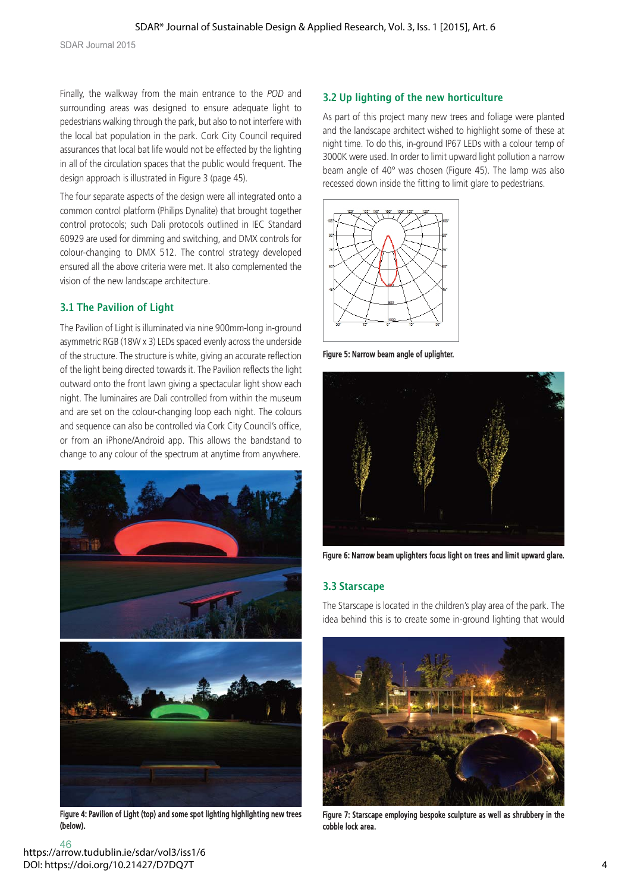Finally, the walkway from the main entrance to the *POD* and surrounding areas was designed to ensure adequate light to pedestrians walking through the park, but also to not interfere with the local bat population in the park. Cork City Council required assurances that local bat life would not be effected by the lighting in all of the circulation spaces that the public would frequent. The design approach is illustrated in Figure 3 (page 45).

The four separate aspects of the design were all integrated onto a common control platform (Philips Dynalite) that brought together control protocols; such Dali protocols outlined in IEC Standard 60929 are used for dimming and switching, and DMX controls for colour-changing to DMX 512. The control strategy developed ensured all the above criteria were met. It also complemented the vision of the new landscape architecture.

### 3.1 The Pavilion of Light

The Pavilion of Light is illuminated via nine 900mm-long in-ground asymmetric RGB (18W x 3) LEDs spaced evenly across the underside of the structure. The structure is white, giving an accurate reflection of the light being directed towards it. The Pavilion reflects the light outward onto the front lawn giving a spectacular light show each night. The luminaires are Dali controlled from within the museum and are set on the colour-changing loop each night. The colours and sequence can also be controlled via Cork City Council's office, or from an iPhone/Android app. This allows the bandstand to change to any colour of the spectrum at anytime from anywhere.

**Figure 4: Pavilion of Light (top) and some spot lighting highlighting new trees (below).**

### 3.2 Up lighting of the new horticulture

As part of this project many new trees and foliage were planted and the landscape architect wished to highlight some of these at night time. To do this, in-ground IP67 LEDs with a colour temp of 3000K were used. In order to limit upward light pollution a narrow beam angle of 40° was chosen (Figure 45). The lamp was also recessed down inside the fitting to limit glare to pedestrians.

**Figure 5: Narrow beam angle of uplighter.**

**Figure 6: Narrow beam uplighters focus light on trees and limit upward glare.**

### 3.3 Starscape

The Starscape is located in the children's play area of the park. The idea behind this is to create some in-ground lighting that would

**Figure 7: Starscape employing bespoke sculpture as well as shrubbery in the cobble lock area.**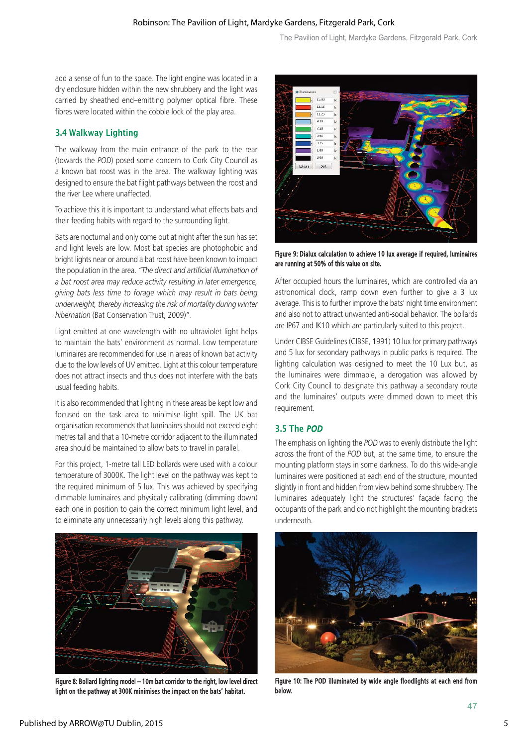add a sense of fun to the space. The light engine was located in a dry enclosure hidden within the new shrubbery and the light was carried by sheathed end–emitting polymer optical fibre. These fibres were located within the cobble lock of the play area.

### 3.4 Walkway Lighting

The walkway from the main entrance of the park to the rear (towards the *POD*) posed some concern to Cork City Council as a known bat roost was in the area. The walkway lighting was designed to ensure the bat flight pathways between the roost and the river Lee where unaffected.

To achieve this it is important to understand what effects bats and their feeding habits with regard to the surrounding light.

Bats are nocturnal and only come out at night after the sun has set and light levels are low. Most bat species are photophobic and bright lights near or around a bat roost have been known to impact the population in the area. *"The direct and artificial illumination of a bat roost area may reduce activity resulting in later emergence, giving bats less time to forage which may result in bats being underweight, thereby increasing the risk of mortality during winter hibernation* (Bat Conservation Trust, 2009)".

Light emitted at one wavelength with no ultraviolet light helps to maintain the bats' environment as normal. Low temperature luminaires are recommended for use in areas of known bat activity due to the low levels of UV emitted. Light at this colour temperature does not attract insects and thus does not interfere with the bats usual feeding habits.

It is also recommended that lighting in these areas be kept low and focused on the task area to minimise light spill. The UK bat organisation recommends that luminaires should not exceed eight metres tall and that a 10-metre corridor adjacent to the illuminated area should be maintained to allow bats to travel in parallel.

For this project, 1-metre tall LED bollards were used with a colour temperature of 3000K. The light level on the pathway was kept to the required minimum of 5 lux. This was achieved by specifying dimmable luminaires and physically calibrating (dimming down) each one in position to gain the correct minimum light level, and to eliminate any unnecessarily high levels along this pathway.

**Figure 8: Bollard lighting model – 10m bat corridor to the right, low level direct light on the pathway at 300K minimises the impact on the bats' habitat.**

**Figure 9: Dialux calculation to achieve 10 lux average if required, luminaires are running at 50% of this value on site.**

After occupied hours the luminaires, which are controlled via an astronomical clock, ramp down even further to give a 3 lux average. This is to further improve the bats' night time environment and also not to attract unwanted anti-social behavior. The bollards are IP67 and IK10 which are particularly suited to this project.

Under CIBSE Guidelines (CIBSE, 1991) 10 lux for primary pathways and 5 lux for secondary pathways in public parks is required. The lighting calculation was designed to meet the 10 Lux but, as the luminaires were dimmable, a derogation was allowed by Cork City Council to designate this pathway a secondary route and the luminaires' outputs were dimmed down to meet this requirement.

### 3.5 The *POD*

The emphasis on lighting the *POD* was to evenly distribute the light across the front of the *POD* but, at the same time, to ensure the mounting platform stays in some darkness. To do this wide-angle luminaires were positioned at each end of the structure, mounted slightly in front and hidden from view behind some shrubbery. The luminaires adequately light the structures' façade facing the occupants of the park and do not highlight the mounting brackets underneath.

**Figure 10: The POD illuminated by wide angle floodlights at each end from below.**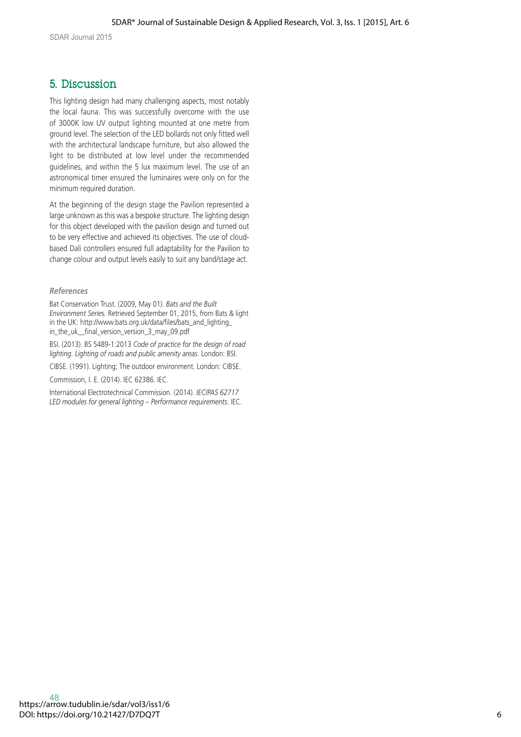## 5. Discussion

This lighting design had many challenging aspects, most notably the local fauna. This was successfully overcome with the use of 3000K low UV output lighting mounted at one metre from ground level. The selection of the LED bollards not only fitted well with the architectural landscape furniture, but also allowed the light to be distributed at low level under the recommended guidelines, and within the 5 lux maximum level. The use of an astronomical timer ensured the luminaires were only on for the minimum required duration.

At the beginning of the design stage the Pavilion represented a large unknown as this was a bespoke structure. The lighting design for this object developed with the pavilion design and turned out to be very effective and achieved its objectives. The use of cloud-based Dali controllers ensured full adaptability for the Pavilion to change colour and output levels easily to suit any band/stage act.

### References

Bat Conservation Trust. (2009, May 01). *Bats and the Built Environment Series*. Retrieved September 01, 2015, from Bats & light in the UK: http://www.bats.org.uk/data/files/bats_and_lighting_in_the_uk__final_version_version_3_may_09.pdf

BSI. (2013). BS 5489-1:2013 *Code of practice for the design of road lighting. Lighting of roads and public amenity areas*. London: BSI.

CIBSE. (1991). Lighting; The outdoor environment. London: CIBSE.

Commission, I. E. (2014). IEC 62386. IEC.

International Electrotechnical Commission. (2014). *IEC/PAS 62717 LED modules for general lighting – Performance requirements*. IEC.